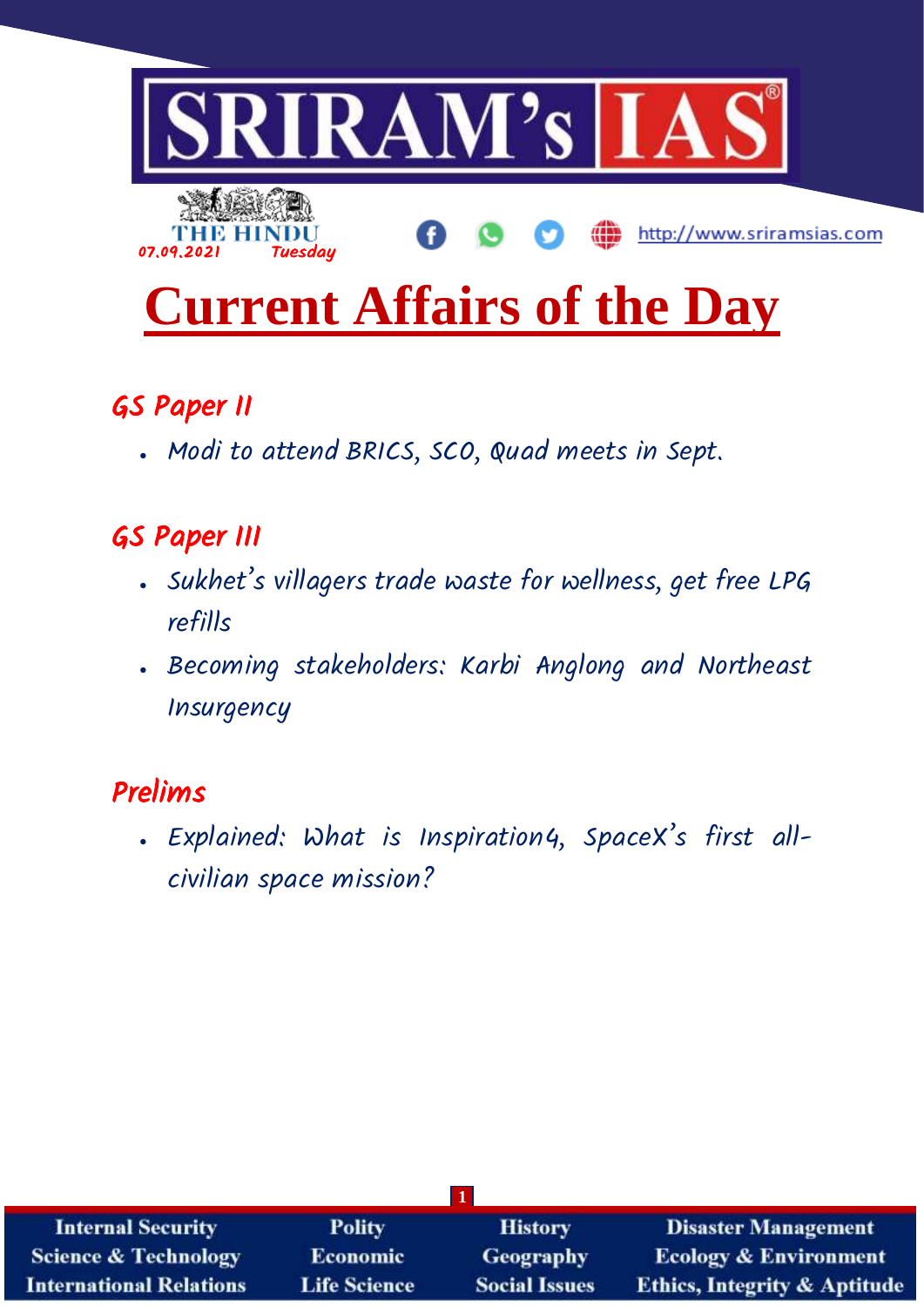# SRIRAM's IAS

THE HINDU
07.09.2021 Tuesday

http://www.sriramsias.com

# Current Affairs of the Day

## GS Paper II

- *Modi to attend BRICS, SCO, Quad meets in Sept.*

## GS Paper III

- *Sukhet's villagers trade waste for wellness, get free LPG refills*
- *Becoming stakeholders: Karbi Anglong and Northeast Insurgency*

## Prelims

- *Explained: What is Inspiration4, SpaceX's first all-civilian space mission?*

| Internal Security | Polity | History | Disaster Management |
| --- | --- | --- | --- |
| Science & Technology | Economic | Geography | Ecology & Environment |
| International Relations | Life Science | Social Issues | Ethics, Integrity & Aptitude |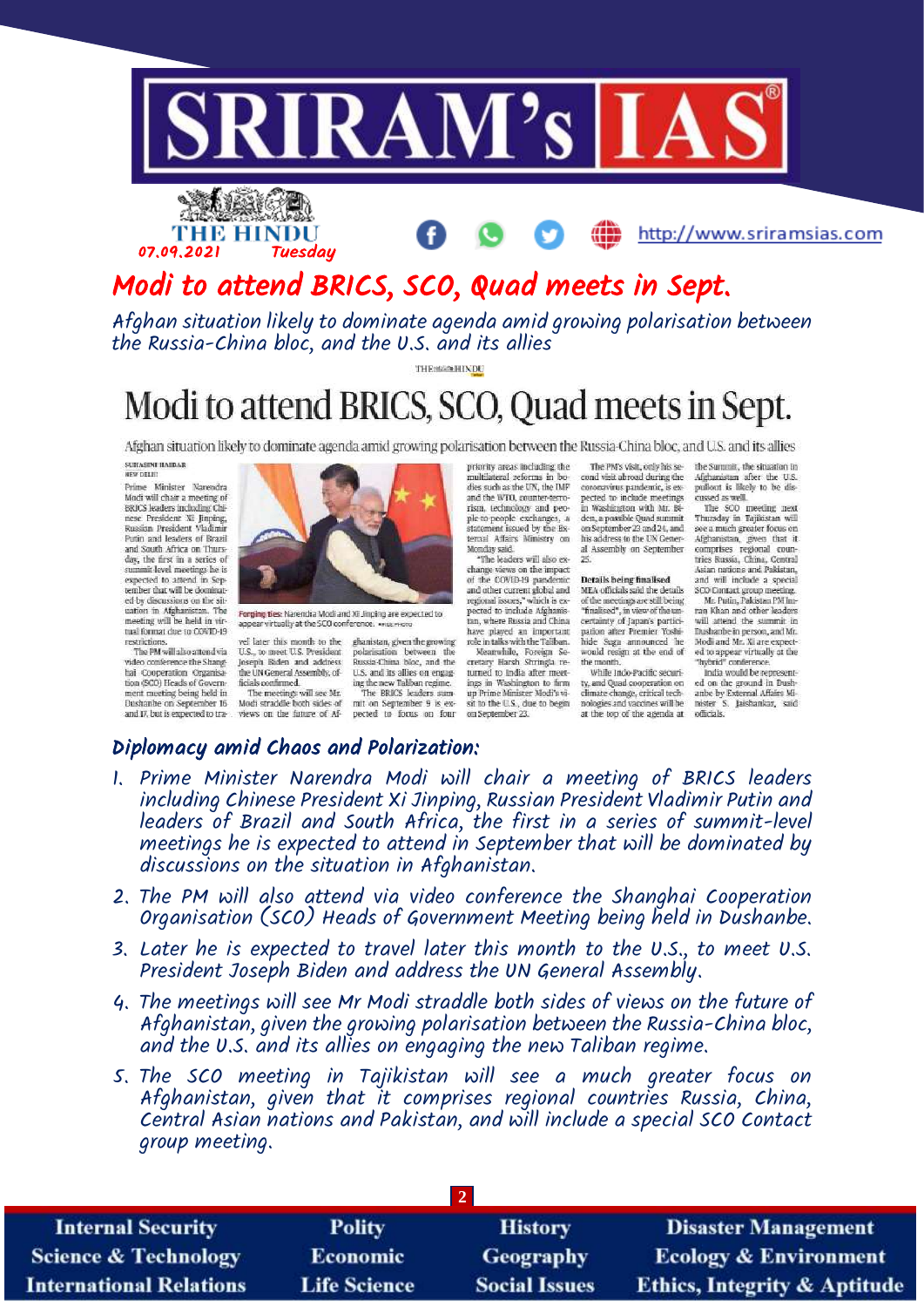# Modi to attend BRICS, SCO, Quad meets in Sept.

*Afghan situation likely to dominate agenda amid growing polarisation between the Russia-China bloc, and the U.S. and its allies*

# Modi to attend BRICS, SCO, Quad meets in Sept.

Afghan situation likely to dominate agenda amid growing polarisation between the Russia-China bloc, and U.S. and its allies

SUHASINI HAIDAR
NEW DELHI

Prime Minister Narendra Modi will chair a meeting of BRICS leaders including Chinese President Xi Jinping, Russian President Vladimir Putin and leaders of Brazil and South Africa on Thursday, the first in a series of summit-level meetings he is expected to attend in September that will be dominated by discussions on the situation in Afghanistan. The meeting will be held in virtual format due to COVID-19 restrictions.

The PM will also attend via video conference the Shanghai Cooperation Organisation (SCO) Heads of Government meeting being held in Dushanbe on September 16 and 17, but is expected to travel later this month to the U.S., to meet U.S. President Joseph Biden and address the UN General Assembly, officials confirmed.

Forging ties: Narendra Modi and Xi Jinping are expected to appear virtually at the SCO conference.

The meetings will see Mr. Modi straddle both sides of views on the future of Afghanistan, given the growing polarisation between the Russia-China bloc, and the U.S. and its allies on engaging the new Taliban regime.

The BRICS leaders summit on September 9 is expected to focus on four priority areas including the multilateral reforms in bodies such as the UN, the IMF and the WTO, counter-terrorism, technology and people-to-people exchanges, a statement issued by the External Affairs Ministry on Monday said.

"The leaders will also exchange views on the impact of the COVID-19 pandemic and other current global and regional issues," which is expected to include Afghanistan, where Russia and China have played an important role in talks with the Taliban.

Meanwhile, Foreign Secretary Harsh Shringla returned to India after meetings in Washington to firm up Prime Minister Modi's visit to the U.S., due to begin on September 23.

The PM's visit, only his second visit abroad during the coronavirus pandemic, is expected to include meetings in Washington with Mr. Biden, a possible Quad summit on September 23 and 24, and his address to the UN General Assembly on September 25.

**Details being finalised**

MEA officials said the details of the meetings are still being "finalised", in view of the uncertainty of Japan's participation after Premier Yoshihide Suga announced he would resign at the end of the month.

While Indo-Pacific security, and Quad cooperation on climate change, critical technologies and vaccines will be at the top of the agenda at the Summit, the situation in Afghanistan after the U.S. pullout is likely to be discussed as well.

The SCO meeting next Thursday in Tajikistan will see a much greater focus on Afghanistan, given that it comprises regional countries Russia, China, Central Asian nations and Pakistan, and will include a special SCO Contact group meeting.

Mr. Putin, Pakistan PM Imran Khan and other leaders will attend the summit in Dushanbe in person, and Mr. Modi and Mr. Xi are expected to appear virtually at the "hybrid" conference.

India would be represented on the ground in Dushanbe by External Affairs Minister S. Jaishankar, said officials.

## *Diplomacy amid Chaos and Polarization:*

1. *Prime Minister Narendra Modi will chair a meeting of BRICS leaders including Chinese President Xi Jinping, Russian President Vladimir Putin and leaders of Brazil and South Africa, the first in a series of summit-level meetings he is expected to attend in September that will be dominated by discussions on the situation in Afghanistan.*
2. *The PM will also attend via video conference the Shanghai Cooperation Organisation (SCO) Heads of Government Meeting being held in Dushanbe.*
3. *Later he is expected to travel later this month to the U.S., to meet U.S. President Joseph Biden and address the UN General Assembly.*
4. *The meetings will see Mr Modi straddle both sides of views on the future of Afghanistan, given the growing polarisation between the Russia-China bloc, and the U.S. and its allies on engaging the new Taliban regime.*
5. *The SCO meeting in Tajikistan will see a much greater focus on Afghanistan, given that it comprises regional countries Russia, China, Central Asian nations and Pakistan, and will include a special SCO Contact group meeting.*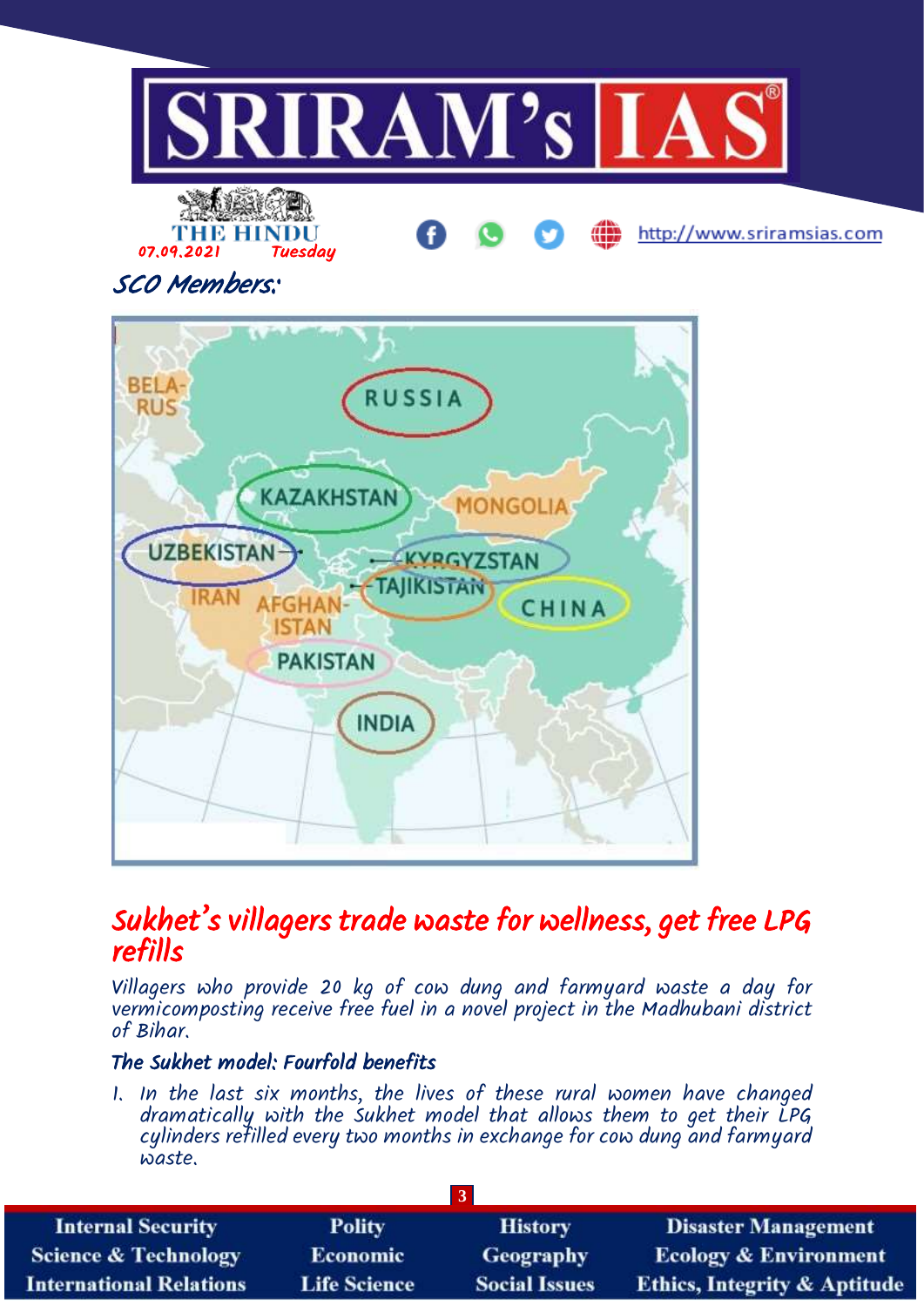SCO Members:

## Sukhet's villagers trade waste for wellness, get free LPG refills

*Villagers who provide 20 kg of cow dung and farmyard waste a day for vermicomposting receive free fuel in a novel project in the Madhubani district of Bihar.*

### The Sukhet model: Fourfold benefits

1. In the last six months, the lives of these rural women have changed dramatically with the Sukhet model that allows them to get their LPG cylinders refilled every two months in exchange for cow dung and farmyard waste.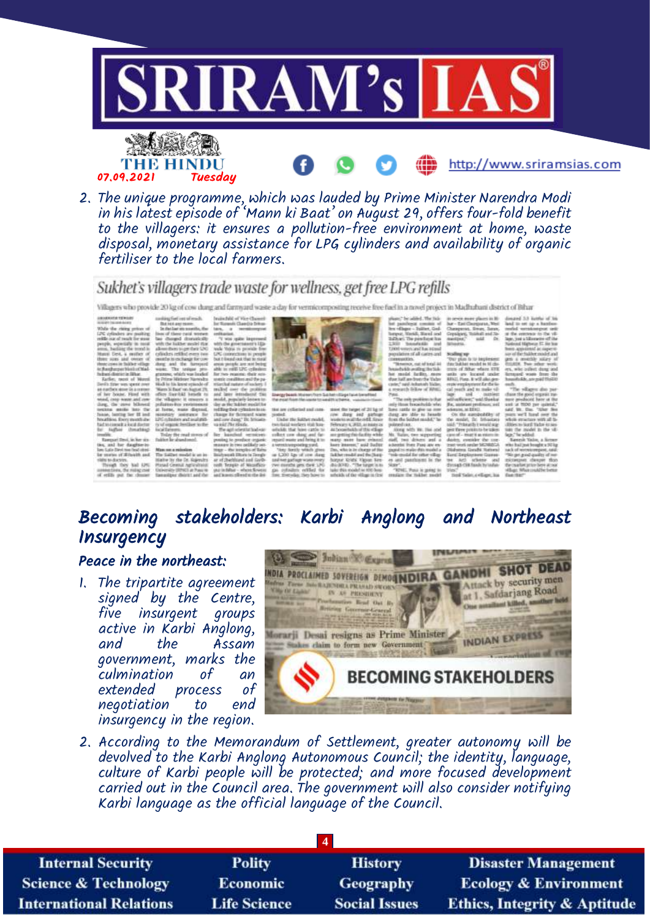2. The unique programme, which was lauded by Prime Minister Narendra Modi in his latest episode of 'Mann ki Baat' on August 29, offers four-fold benefit to the villagers: it ensures a pollution-free environment at home, waste disposal, monetary assistance for LPG cylinders and availability of organic fertiliser to the local farmers.

**Sukhet's villagers trade waste for wellness, get free LPG refills**

Villagers who provide 20 kg of cow dung and farmyard waste a day for vermicomposting receive free fuel in a novel project in Madhubani district of Bihar

## Becoming stakeholders: Karbi Anglong and Northeast Insurgency

### Peace in the northeast:

1. The tripartite agreement signed by the Centre, five insurgent groups active in Karbi Anglong, and the Assam government, marks the culmination of an extended process of negotiation to end insurgency in the region.

2. According to the Memorandum of Settlement, greater autonomy will be devolved to the Karbi Anglong Autonomous Council; the identity, language, culture of Karbi people will be protected; and more focused development carried out in the Council area. The government will also consider notifying Karbi language as the official language of the Council.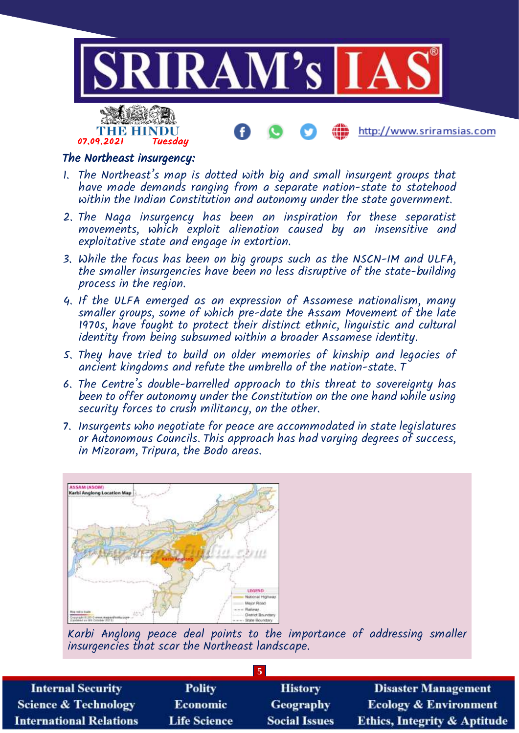## The Northeast insurgency:

1. The Northeast's map is dotted with big and small insurgent groups that have made demands ranging from a separate nation-state to statehood within the Indian Constitution and autonomy under the state government.
2. The Naga insurgency has been an inspiration for these separatist movements, which exploit alienation caused by an insensitive and exploitative state and engage in extortion.
3. While the focus has been on big groups such as the NSCN-IM and ULFA, the smaller insurgencies have been no less disruptive of the state-building process in the region.
4. If the ULFA emerged as an expression of Assamese nationalism, many smaller groups, some of which pre-date the Assam Movement of the late 1970s, have fought to protect their distinct ethnic, linguistic and cultural identity from being subsumed within a broader Assamese identity.
5. They have tried to build on older memories of kinship and legacies of ancient kingdoms and refute the umbrella of the nation-state. T
6. The Centre's double-barrelled approach to this threat to sovereignty has been to offer autonomy under the Constitution on the one hand while using security forces to crush militancy, on the other.
7. Insurgents who negotiate for peace are accommodated in state legislatures or Autonomous Councils. This approach has had varying degrees of success, in Mizoram, Tripura, the Bodo areas.

Karbi Anglong peace deal points to the importance of addressing smaller insurgencies that scar the Northeast landscape.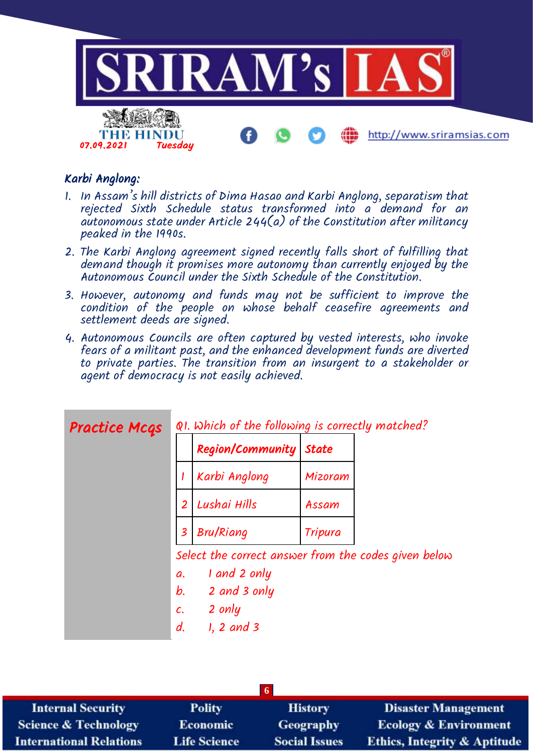## Karbi Anglong:

1. In Assam's hill districts of Dima Hasao and Karbi Anglong, separatism that rejected Sixth Schedule status transformed into a demand for an autonomous state under Article 244(a) of the Constitution after militancy peaked in the 1990s.
2. The Karbi Anglong agreement signed recently falls short of fulfilling that demand though it promises more autonomy than currently enjoyed by the Autonomous Council under the Sixth Schedule of the Constitution.
3. However, autonomy and funds may not be sufficient to improve the condition of the people on whose behalf ceasefire agreements and settlement deeds are signed.
4. Autonomous Councils are often captured by vested interests, who invoke fears of a militant past, and the enhanced development funds are diverted to private parties. The transition from an insurgent to a stakeholder or agent of democracy is not easily achieved.

## Practice Mcqs

Q1. Which of the following is correctly matched?

| | Region/Community | State |
|---|---|---|
| 1 | Karbi Anglong | Mizoram |
| 2 | Lushai Hills | Assam |
| 3 | Bru/Riang | Tripura |

Select the correct answer from the codes given below

a. 1 and 2 only
b. 2 and 3 only
c. 2 only
d. 1, 2 and 3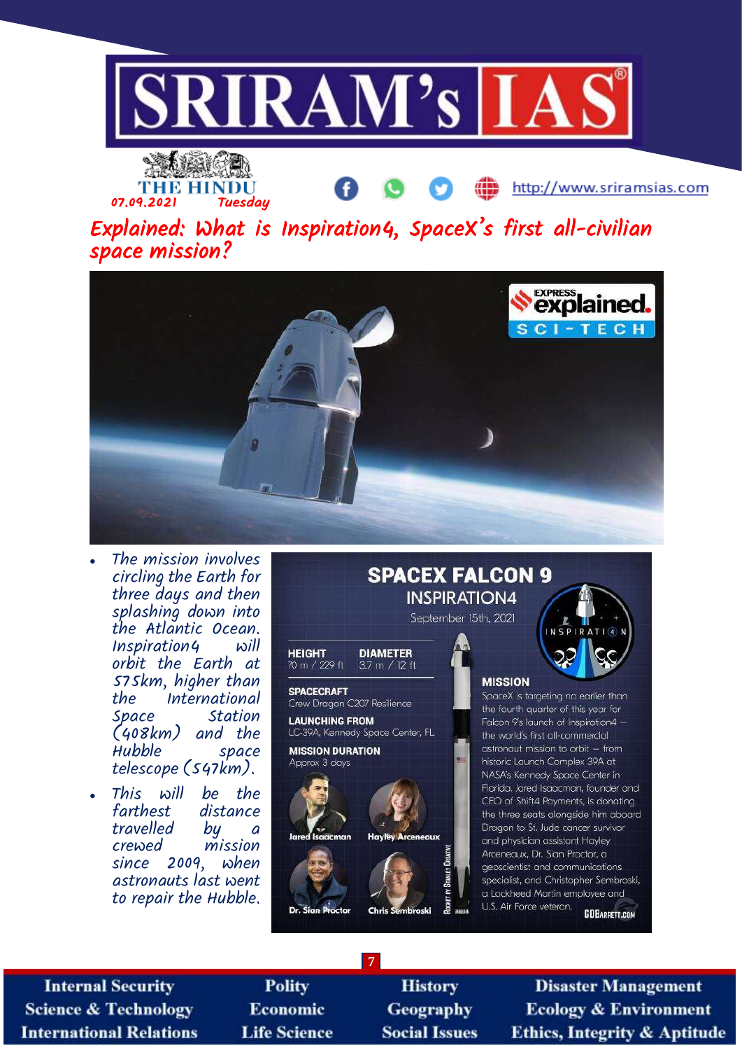# Explained: What is Inspiration4, SpaceX's first all-civilian space mission?

- *The mission involves circling the Earth for three days and then splashing down into the Atlantic Ocean. Inspiration4 will orbit the Earth at 575km, higher than the International Space Station (408km) and the Hubble space telescope (547km).*
- *This will be the farthest distance travelled by a crewed mission since 2009, when astronauts last went to repair the Hubble.*

**SPACEX FALCON 9**

**INSPIRATION4**

September 15th, 2021

**HEIGHT** 70 m / 229 ft

**DIAMETER** 3.7 m / 12 ft

**SPACECRAFT** Crew Dragon C207 Resilience

**LAUNCHING FROM** LC-39A, Kennedy Space Center, FL

**MISSION DURATION** Approx 3 days

Jared Isaacman, Hayley Arceneaux, Dr. Sian Proctor, Chris Sembroski

**MISSION**

SpaceX is targeting no earlier than the fourth quarter of this year for Falcon 9's launch of Inspiration4 – the world's first all-commercial astronaut mission to orbit – from historic Launch Complex 39A at NASA's Kennedy Space Center in Florida. Jared Isaacman, founder and CEO of Shift4 Payments, is donating the three seats alongside him aboard Dragon to St. Jude cancer survivor and physician assistant Hayley Arceneaux, Dr. Sian Proctor, a geoscientist and communications specialist, and Christopher Sembroski, a Lockheed Martin employee and U.S. Air Force veteran.